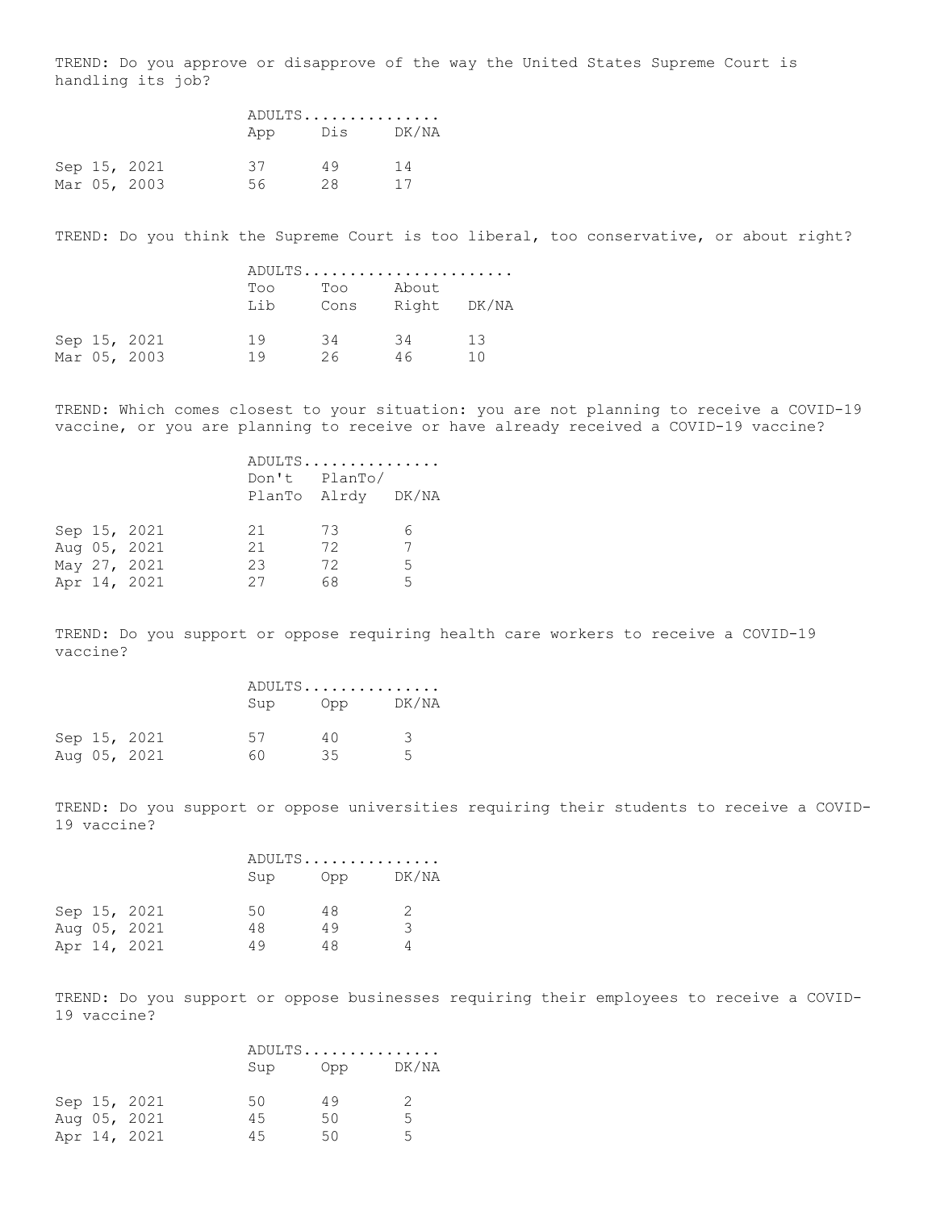TREND: Do you approve or disapprove of the way the United States Supreme Court is handling its job?

| | ADULTS............... | | |
|---|---|---|---|
| | App | Dis | DK/NA |
| Sep 15, 2021 | 37 | 49 | 14 |
| Mar 05, 2003 | 56 | 28 | 17 |

TREND: Do you think the Supreme Court is too liberal, too conservative, or about right?

| | ADULTS....................... | | | |
|---|---|---|---|---|
| | Too Lib | Too Cons | About Right | DK/NA |
| Sep 15, 2021 | 19 | 34 | 34 | 13 |
| Mar 05, 2003 | 19 | 26 | 46 | 10 |

TREND: Which comes closest to your situation: you are not planning to receive a COVID-19 vaccine, or you are planning to receive or have already received a COVID-19 vaccine?

| | ADULTS............... | | |
|---|---|---|---|
| | Don't PlanTo | PlanTo/ Alrdy | DK/NA |
| Sep 15, 2021 | 21 | 73 | 6 |
| Aug 05, 2021 | 21 | 72 | 7 |
| May 27, 2021 | 23 | 72 | 5 |
| Apr 14, 2021 | 27 | 68 | 5 |

TREND: Do you support or oppose requiring health care workers to receive a COVID-19 vaccine?

| | ADULTS............... | | |
|---|---|---|---|
| | Sup | Opp | DK/NA |
| Sep 15, 2021 | 57 | 40 | 3 |
| Aug 05, 2021 | 60 | 35 | 5 |

TREND: Do you support or oppose universities requiring their students to receive a COVID-19 vaccine?

| | ADULTS............... | | |
|---|---|---|---|
| | Sup | Opp | DK/NA |
| Sep 15, 2021 | 50 | 48 | 2 |
| Aug 05, 2021 | 48 | 49 | 3 |
| Apr 14, 2021 | 49 | 48 | 4 |

TREND: Do you support or oppose businesses requiring their employees to receive a COVID-19 vaccine?

| | ADULTS............... | | |
|---|---|---|---|
| | Sup | Opp | DK/NA |
| Sep 15, 2021 | 50 | 49 | 2 |
| Aug 05, 2021 | 45 | 50 | 5 |
| Apr 14, 2021 | 45 | 50 | 5 |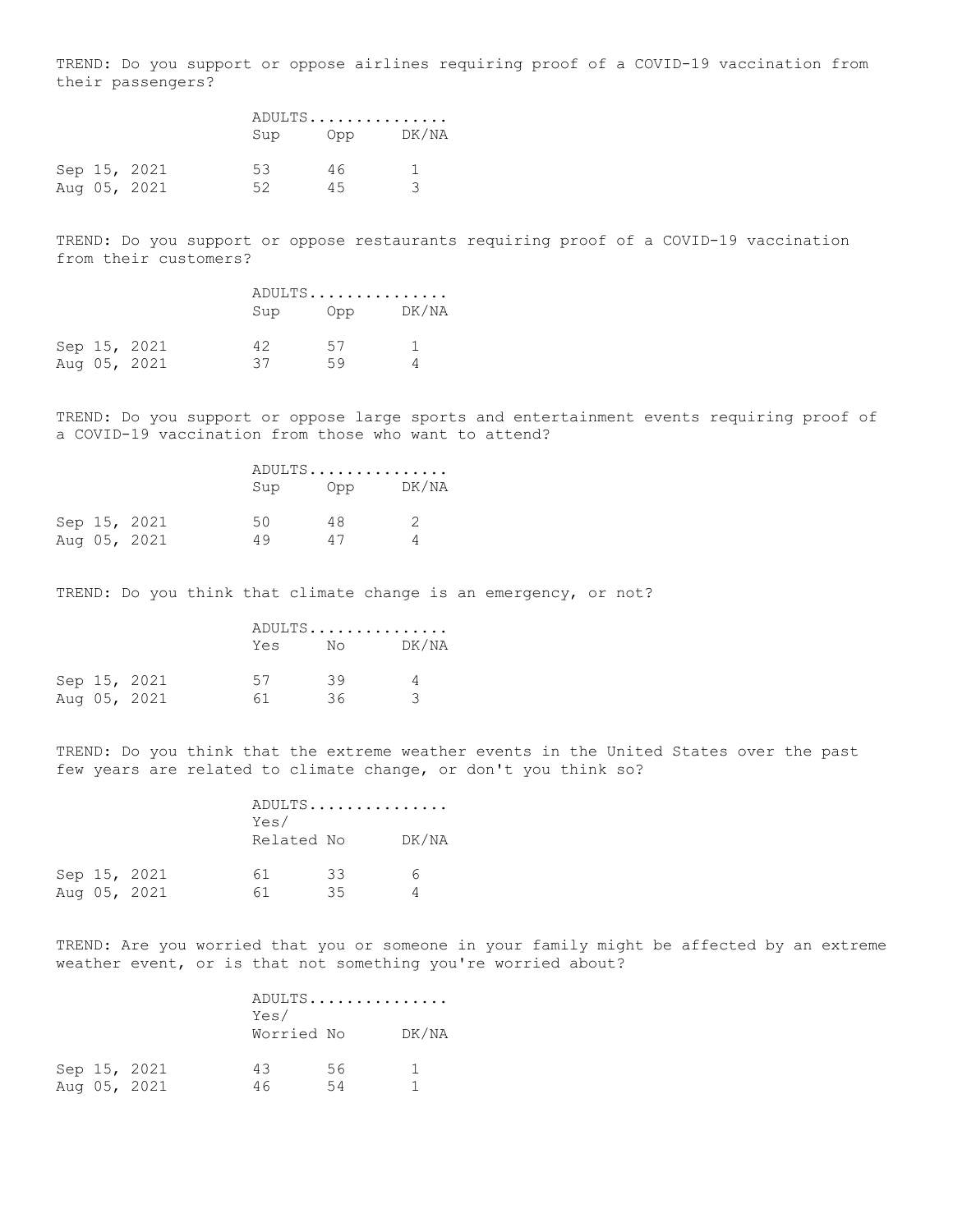TREND: Do you support or oppose airlines requiring proof of a COVID-19 vaccination from their passengers?

| | ADULTS | | |
|---|---|---|---|
| | Sup | Opp | DK/NA |
| Sep 15, 2021 | 53 | 46 | 1 |
| Aug 05, 2021 | 52 | 45 | 3 |

TREND: Do you support or oppose restaurants requiring proof of a COVID-19 vaccination from their customers?

| | ADULTS | | |
|---|---|---|---|
| | Sup | Opp | DK/NA |
| Sep 15, 2021 | 42 | 57 | 1 |
| Aug 05, 2021 | 37 | 59 | 4 |

TREND: Do you support or oppose large sports and entertainment events requiring proof of a COVID-19 vaccination from those who want to attend?

| | ADULTS | | |
|---|---|---|---|
| | Sup | Opp | DK/NA |
| Sep 15, 2021 | 50 | 48 | 2 |
| Aug 05, 2021 | 49 | 47 | 4 |

TREND: Do you think that climate change is an emergency, or not?

| | ADULTS | | |
|---|---|---|---|
| | Yes | No | DK/NA |
| Sep 15, 2021 | 57 | 39 | 4 |
| Aug 05, 2021 | 61 | 36 | 3 |

TREND: Do you think that the extreme weather events in the United States over the past few years are related to climate change, or don't you think so?

| | ADULTS | | |
|---|---|---|---|
| | Yes/ Related | No | DK/NA |
| Sep 15, 2021 | 61 | 33 | 6 |
| Aug 05, 2021 | 61 | 35 | 4 |

TREND: Are you worried that you or someone in your family might be affected by an extreme weather event, or is that not something you're worried about?

| | ADULTS | | |
|---|---|---|---|
| | Yes/ Worried | No | DK/NA |
| Sep 15, 2021 | 43 | 56 | 1 |
| Aug 05, 2021 | 46 | 54 | 1 |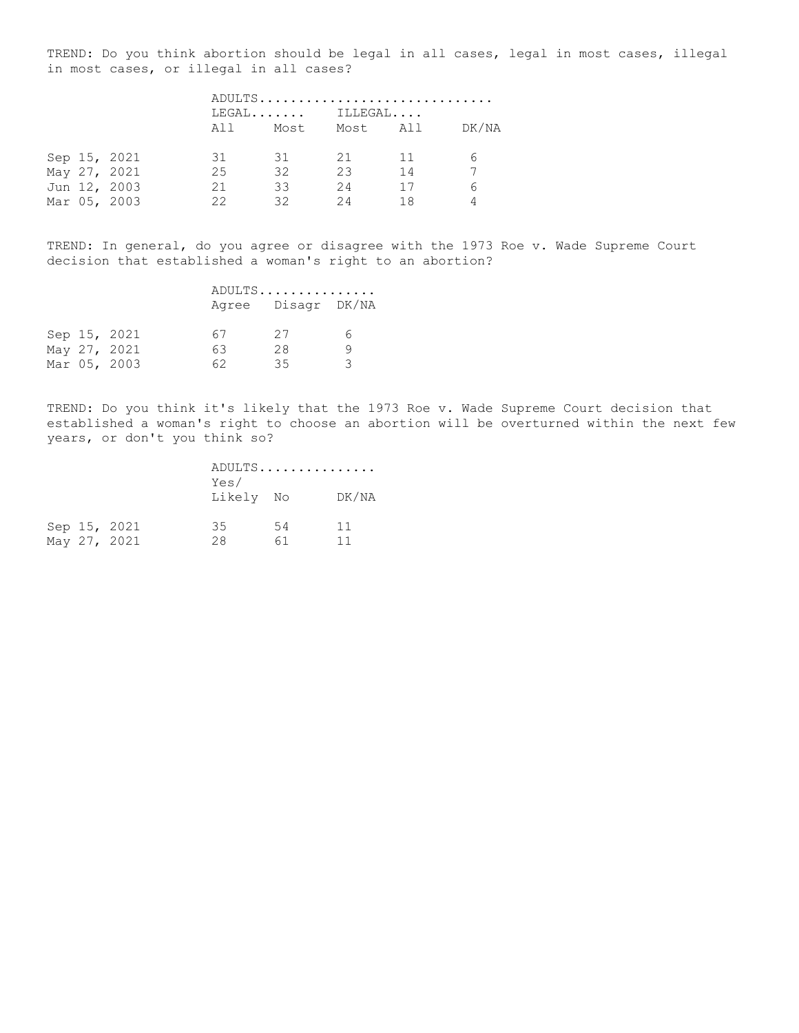TREND: Do you think abortion should be legal in all cases, legal in most cases, illegal in most cases, or illegal in all cases?

| | ADULTS | | | | |
|---|---|---|---|---|---|
| | LEGAL | | ILLEGAL | | |
| | All | Most | Most | All | DK/NA |
| Sep 15, 2021 | 31 | 31 | 21 | 11 | 6 |
| May 27, 2021 | 25 | 32 | 23 | 14 | 7 |
| Jun 12, 2003 | 21 | 33 | 24 | 17 | 6 |
| Mar 05, 2003 | 22 | 32 | 24 | 18 | 4 |

TREND: In general, do you agree or disagree with the 1973 Roe v. Wade Supreme Court decision that established a woman's right to an abortion?

| | ADULTS | | |
|---|---|---|---|
| | Agree | Disagr | DK/NA |
| Sep 15, 2021 | 67 | 27 | 6 |
| May 27, 2021 | 63 | 28 | 9 |
| Mar 05, 2003 | 62 | 35 | 3 |

TREND: Do you think it's likely that the 1973 Roe v. Wade Supreme Court decision that established a woman's right to choose an abortion will be overturned within the next few years, or don't you think so?

| | ADULTS | | |
|---|---|---|---|
| | Yes/ Likely | No | DK/NA |
| Sep 15, 2021 | 35 | 54 | 11 |
| May 27, 2021 | 28 | 61 | 11 |